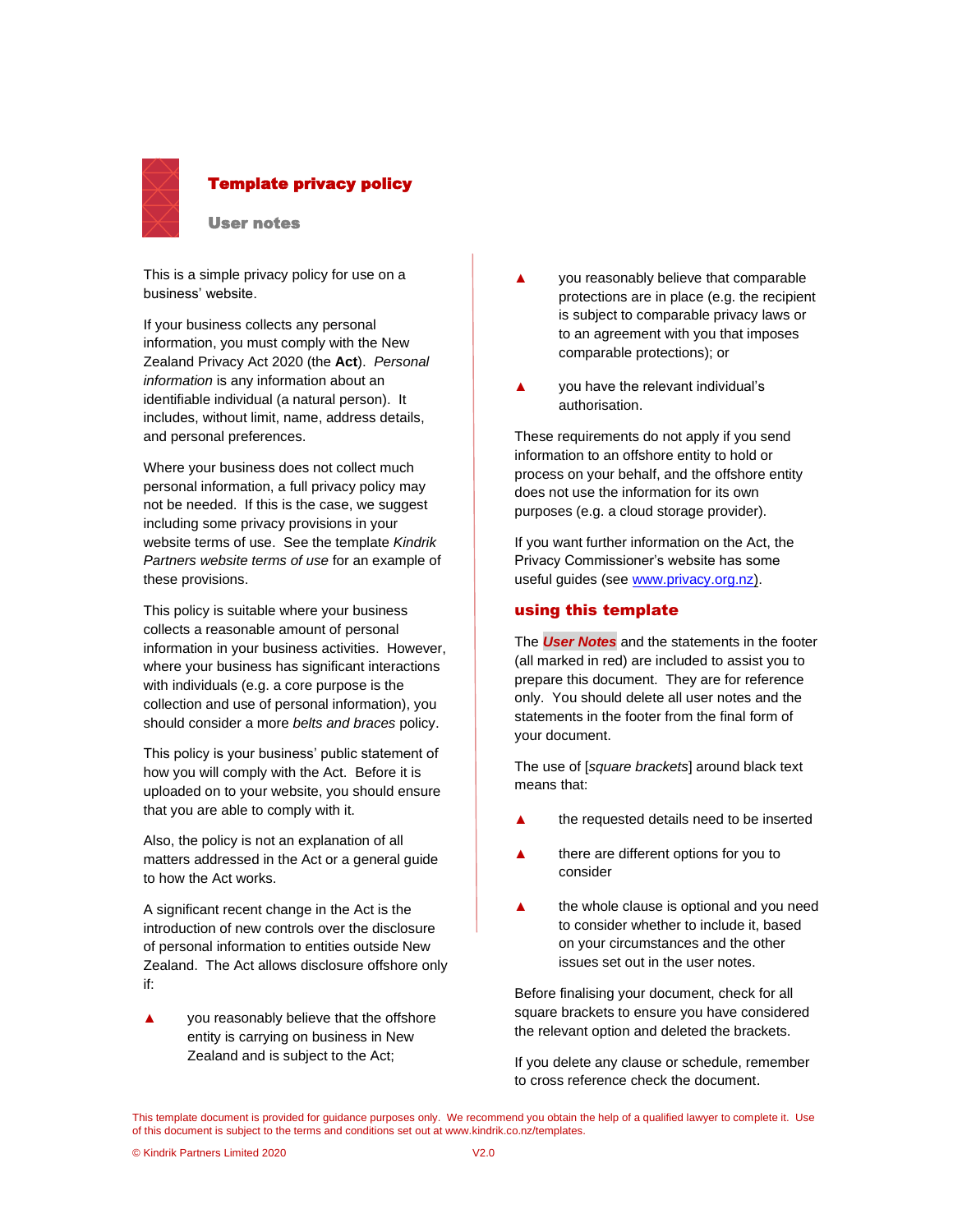# Template privacy policy

## User notes

This is a simple privacy policy for use on a business' website.

If your business collects any personal information, you must comply with the New Zealand Privacy Act 2020 (the **Act**). *Personal information* is any information about an identifiable individual (a natural person). It includes, without limit, name, address details, and personal preferences.

Where your business does not collect much personal information, a full privacy policy may not be needed. If this is the case, we suggest including some privacy provisions in your website terms of use. See the template *Kindrik Partners website terms of use* for an example of these provisions.

This policy is suitable where your business collects a reasonable amount of personal information in your business activities. However, where your business has significant interactions with individuals (e.g. a core purpose is the collection and use of personal information), you should consider a more *belts and braces* policy.

This policy is your business' public statement of how you will comply with the Act. Before it is uploaded on to your website, you should ensure that you are able to comply with it.

Also, the policy is not an explanation of all matters addressed in the Act or a general guide to how the Act works.

A significant recent change in the Act is the introduction of new controls over the disclosure of personal information to entities outside New Zealand. The Act allows disclosure offshore only if:

- you reasonably believe that the offshore entity is carrying on business in New Zealand and is subject to the Act;
- you reasonably believe that comparable protections are in place (e.g. the recipient is subject to comparable privacy laws or to an agreement with you that imposes comparable protections); or
- you have the relevant individual's authorisation.

These requirements do not apply if you send information to an offshore entity to hold or process on your behalf, and the offshore entity does not use the information for its own purposes (e.g. a cloud storage provider).

If you want further information on the Act, the Privacy Commissioner's website has some useful guides (see www.privacy.org.nz).

### using this template

The ***User Notes*** and the statements in the footer (all marked in red) are included to assist you to prepare this document. They are for reference only. You should delete all user notes and the statements in the footer from the final form of your document.

The use of [*square brackets*] around black text means that:

- the requested details need to be inserted
- there are different options for you to consider
- the whole clause is optional and you need to consider whether to include it, based on your circumstances and the other issues set out in the user notes.

Before finalising your document, check for all square brackets to ensure you have considered the relevant option and deleted the brackets.

If you delete any clause or schedule, remember to cross reference check the document.

This template document is provided for guidance purposes only. We recommend you obtain the help of a qualified lawyer to complete it. Use of this document is subject to the terms and conditions set out at www.kindrik.co.nz/templates.

© Kindrik Partners Limited 2020 V2.0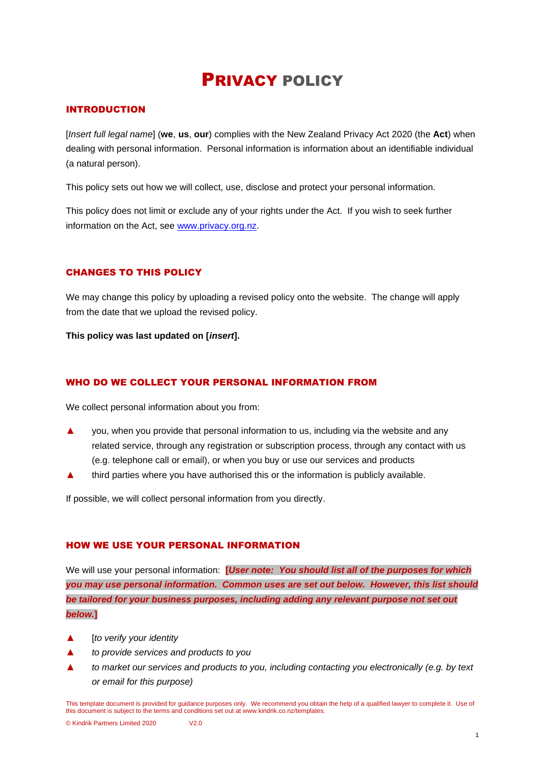# PRIVACY POLICY

## INTRODUCTION

[*Insert full legal name*] (**we**, **us**, **our**) complies with the New Zealand Privacy Act 2020 (the **Act**) when dealing with personal information. Personal information is information about an identifiable individual (a natural person).

This policy sets out how we will collect, use, disclose and protect your personal information.

This policy does not limit or exclude any of your rights under the Act. If you wish to seek further information on the Act, see www.privacy.org.nz.

## CHANGES TO THIS POLICY

We may change this policy by uploading a revised policy onto the website. The change will apply from the date that we upload the revised policy.

**This policy was last updated on [*insert*].**

## WHO DO WE COLLECT YOUR PERSONAL INFORMATION FROM

We collect personal information about you from:

- you, when you provide that personal information to us, including via the website and any related service, through any registration or subscription process, through any contact with us (e.g. telephone call or email), or when you buy or use our services and products
- third parties where you have authorised this or the information is publicly available.

If possible, we will collect personal information from you directly.

## HOW WE USE YOUR PERSONAL INFORMATION

We will use your personal information: **[*User note: You should list all of the purposes for which you may use personal information. Common uses are set out below. However, this list should be tailored for your business purposes, including adding any relevant purpose not set out below.*]**

- [*to verify your identity*
- *to provide services and products to you*
- *to market our services and products to you, including contacting you electronically (e.g. by text or email for this purpose)*

This template document is provided for guidance purposes only. We recommend you obtain the help of a qualified lawyer to complete it. Use of this document is subject to the terms and conditions set out at www.kindrik.co.nz/templates.

© Kindrik Partners Limited 2020 V2.0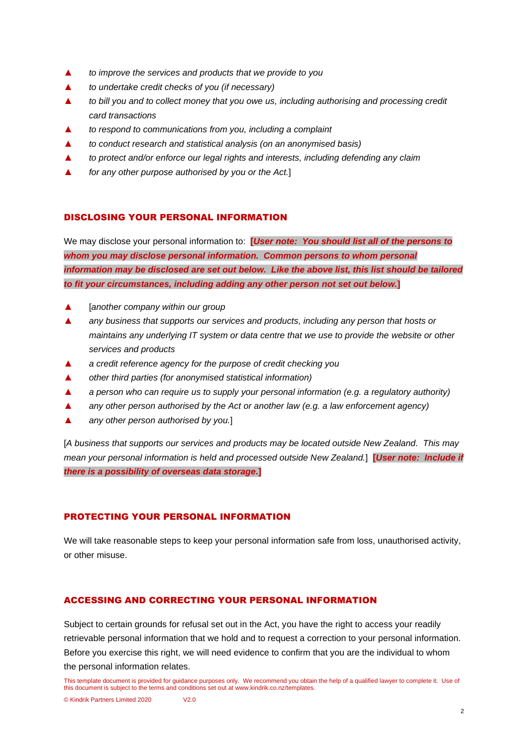- *to improve the services and products that we provide to you*
- *to undertake credit checks of you (if necessary)*
- *to bill you and to collect money that you owe us, including authorising and processing credit card transactions*
- *to respond to communications from you, including a complaint*
- *to conduct research and statistical analysis (on an anonymised basis)*
- *to protect and/or enforce our legal rights and interests, including defending any claim*
- *for any other purpose authorised by you or the Act.*]

## DISCLOSING YOUR PERSONAL INFORMATION

We may disclose your personal information to: **[*User note: You should list all of the persons to whom you may disclose personal information. Common persons to whom personal information may be disclosed are set out below. Like the above list, this list should be tailored to fit your circumstances, including adding any other person not set out below.*]**

- [*another company within our group*
- *any business that supports our services and products, including any person that hosts or maintains any underlying IT system or data centre that we use to provide the website or other services and products*
- *a credit reference agency for the purpose of credit checking you*
- *other third parties (for anonymised statistical information)*
- *a person who can require us to supply your personal information (e.g. a regulatory authority)*
- *any other person authorised by the Act or another law (e.g. a law enforcement agency)*
- *any other person authorised by you.*]

[*A business that supports our services and products may be located outside New Zealand. This may mean your personal information is held and processed outside New Zealand.*] **[*User note: Include if there is a possibility of overseas data storage.*]**

## PROTECTING YOUR PERSONAL INFORMATION

We will take reasonable steps to keep your personal information safe from loss, unauthorised activity, or other misuse.

## ACCESSING AND CORRECTING YOUR PERSONAL INFORMATION

Subject to certain grounds for refusal set out in the Act, you have the right to access your readily retrievable personal information that we hold and to request a correction to your personal information. Before you exercise this right, we will need evidence to confirm that you are the individual to whom the personal information relates.

This template document is provided for guidance purposes only. We recommend you obtain the help of a qualified lawyer to complete it. Use of this document is subject to the terms and conditions set out at www.kindrik.co.nz/templates.

© Kindrik Partners Limited 2020 V2.0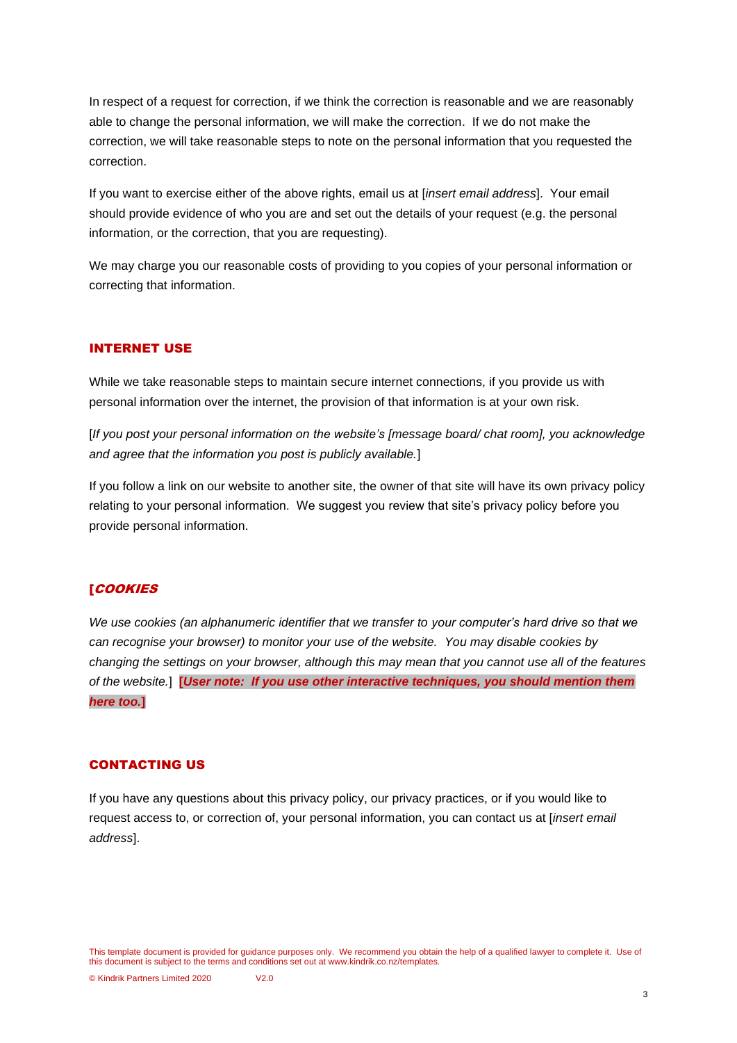In respect of a request for correction, if we think the correction is reasonable and we are reasonably able to change the personal information, we will make the correction. If we do not make the correction, we will take reasonable steps to note on the personal information that you requested the correction.

If you want to exercise either of the above rights, email us at [*insert email address*]. Your email should provide evidence of who you are and set out the details of your request (e.g. the personal information, or the correction, that you are requesting).

We may charge you our reasonable costs of providing to you copies of your personal information or correcting that information.

## INTERNET USE

While we take reasonable steps to maintain secure internet connections, if you provide us with personal information over the internet, the provision of that information is at your own risk.

[*If you post your personal information on the website's [message board/ chat room], you acknowledge and agree that the information you post is publicly available.*]

If you follow a link on our website to another site, the owner of that site will have its own privacy policy relating to your personal information. We suggest you review that site's privacy policy before you provide personal information.

## [*COOKIES*

*We use cookies (an alphanumeric identifier that we transfer to your computer's hard drive so that we can recognise your browser) to monitor your use of the website. You may disable cookies by changing the settings on your browser, although this may mean that you cannot use all of the features of the website.*] **[*User note: If you use other interactive techniques, you should mention them here too.*]**

## CONTACTING US

If you have any questions about this privacy policy, our privacy practices, or if you would like to request access to, or correction of, your personal information, you can contact us at [*insert email address*].

This template document is provided for guidance purposes only. We recommend you obtain the help of a qualified lawyer to complete it. Use of this document is subject to the terms and conditions set out at www.kindrik.co.nz/templates.

© Kindrik Partners Limited 2020 V2.0